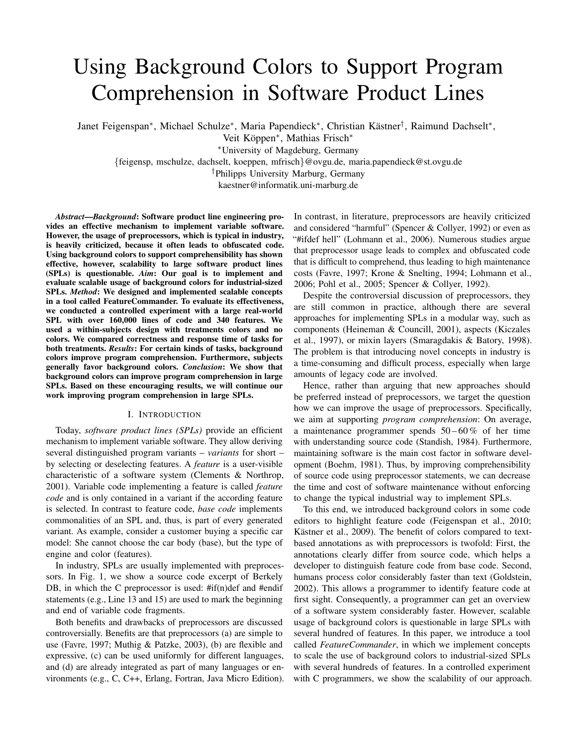# Using Background Colors to Support Program Comprehension in Software Product Lines

Janet Feigenspan*, Michael Schulze*, Maria Papendieck*, Christian Kästner†, Raimund Dachselt*, Veit Köppen*, Mathias Frisch*

*University of Magdeburg, Germany

{feigensp, mschulze, dachselt, koeppen, mfrisch}@ovgu.de, maria.papendieck@st.ovgu.de

†Philipps University Marburg, Germany

kaestner@informatik.uni-marburg.de

***Abstract*—*Background*: Software product line engineering provides an effective mechanism to implement variable software. However, the usage of preprocessors, which is typical in industry, is heavily criticized, because it often leads to obfuscated code. Using background colors to support comprehensibility has shown effective, however, scalability to large software product lines (SPLs) is questionable. *Aim*: Our goal is to implement and evaluate scalable usage of background colors for industrial-sized SPLs. *Method*: We designed and implemented scalable concepts in a tool called FeatureCommander. To evaluate its effectiveness, we conducted a controlled experiment with a large real-world SPL with over 160,000 lines of code and 340 features. We used a within-subjects design with treatments colors and no colors. We compared correctness and response time of tasks for both treatments. *Results*: For certain kinds of tasks, background colors improve program comprehension. Furthermore, subjects generally favor background colors. *Conclusion*: We show that background colors can improve program comprehension in large SPLs. Based on these encouraging results, we will continue our work improving program comprehension in large SPLs.**

## I. Introduction

Today, *software product lines (SPLs)* provide an efficient mechanism to implement variable software. They allow deriving several distinguished program variants – *variants* for short – by selecting or deselecting features. A *feature* is a user-visible characteristic of a software system (Clements & Northrop, 2001). Variable code implementing a feature is called *feature code* and is only contained in a variant if the according feature is selected. In contrast to feature code, *base code* implements commonalities of an SPL and, thus, is part of every generated variant. As example, consider a customer buying a specific car model: She cannot choose the car body (base), but the type of engine and color (features).

In industry, SPLs are usually implemented with preprocessors. In Fig. 1, we show a source code excerpt of Berkely DB, in which the C preprocessor is used: #if(n)def and #endif statements (e.g., Line 13 and 15) are used to mark the beginning and end of variable code fragments.

Both benefits and drawbacks of preprocessors are discussed controversially. Benefits are that preprocessors (a) are simple to use (Favre, 1997; Muthig & Patzke, 2003), (b) are flexible and expressive, (c) can be used uniformly for different languages, and (d) are already integrated as part of many languages or environments (e.g., C, C++, Erlang, Fortran, Java Micro Edition). In contrast, in literature, preprocessors are heavily criticized and considered "harmful" (Spencer & Collyer, 1992) or even as "#ifdef hell" (Lohmann et al., 2006). Numerous studies argue that preprocessor usage leads to complex and obfuscated code that is difficult to comprehend, thus leading to high maintenance costs (Favre, 1997; Krone & Snelting, 1994; Lohmann et al., 2006; Pohl et al., 2005; Spencer & Collyer, 1992).

Despite the controversial discussion of preprocessors, they are still common in practice, although there are several approaches for implementing SPLs in a modular way, such as components (Heineman & Councill, 2001), aspects (Kiczales et al., 1997), or mixin layers (Smaragdakis & Batory, 1998). The problem is that introducing novel concepts in industry is a time-consuming and difficult process, especially when large amounts of legacy code are involved.

Hence, rather than arguing that new approaches should be preferred instead of preprocessors, we target the question how we can improve the usage of preprocessors. Specifically, we aim at supporting *program comprehension*: On average, a maintenance programmer spends 50 – 60 % of her time with understanding source code (Standish, 1984). Furthermore, maintaining software is the main cost factor in software development (Boehm, 1981). Thus, by improving comprehensibility of source code using preprocessor statements, we can decrease the time and cost of software maintenance without enforcing to change the typical industrial way to implement SPLs.

To this end, we introduced background colors in some code editors to highlight feature code (Feigenspan et al., 2010; Kästner et al., 2009). The benefit of colors compared to text-based annotations as with preprocessors is twofold: First, the annotations clearly differ from source code, which helps a developer to distinguish feature code from base code. Second, humans process color considerably faster than text (Goldstein, 2002). This allows a programmer to identify feature code at first sight. Consequently, a programmer can get an overview of a software system considerably faster. However, scalable usage of background colors is questionable in large SPLs with several hundred of features. In this paper, we introduce a tool called *FeatureCommander*, in which we implement concepts to scale the use of background colors to industrial-sized SPLs with several hundreds of features. In a controlled experiment with C programmers, we show the scalability of our approach.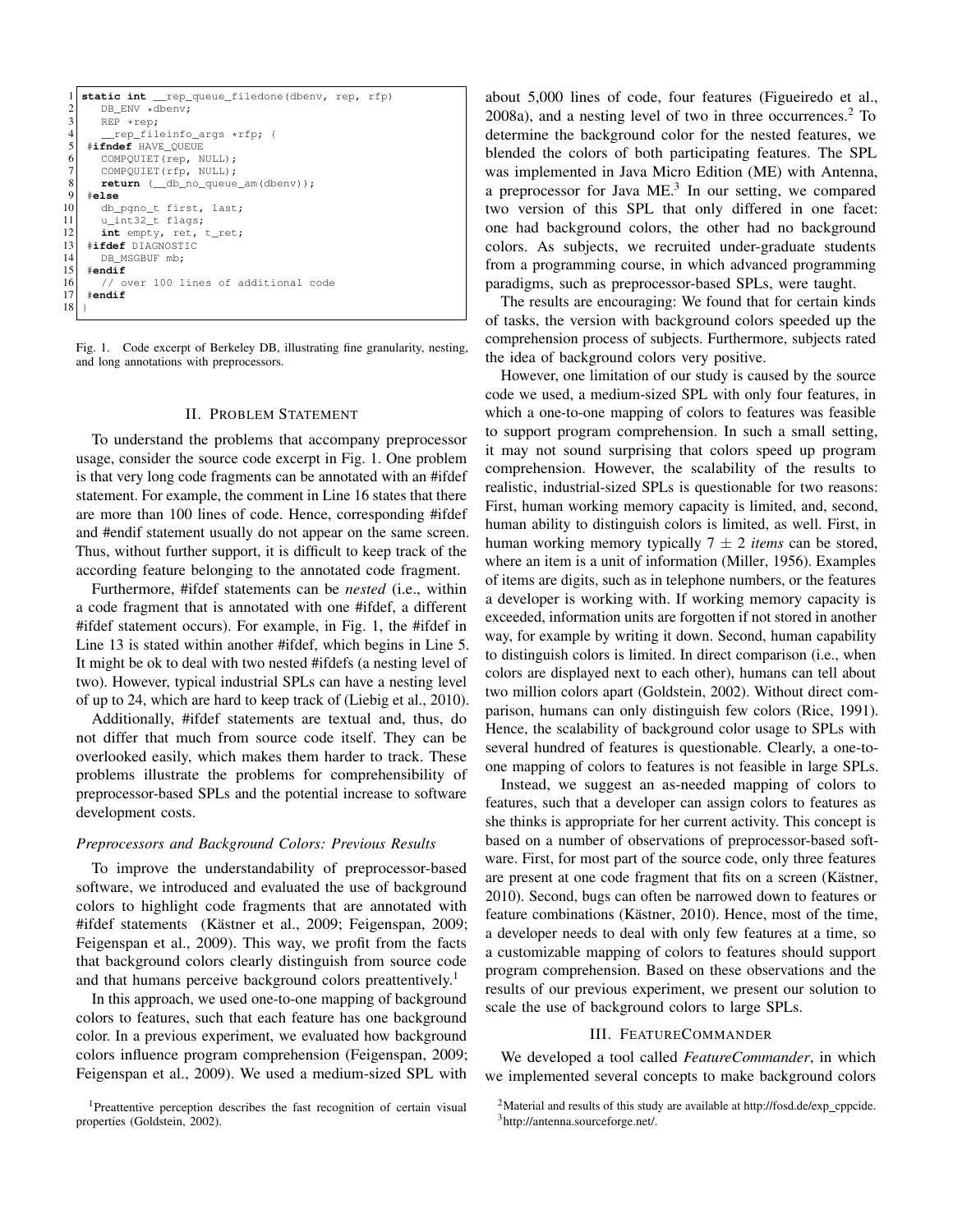```
 1 static int __rep_queue_filedone(dbenv, rep, rfp)
 2    DB_ENV *dbenv;
 3    REP *rep;
 4    __rep_fileinfo_args *rfp; {
 5  #ifndef HAVE_QUEUE
 6    COMPQUIET(rep, NULL);
 7    COMPQUIET(rfp, NULL);
 8    return (__db_no_queue_am(dbenv));
 9  #else
10    db_pgno_t first, last;
11    u_int32_t flags;
12    int empty, ret, t_ret;
13  #ifdef DIAGNOSTIC
14    DB_MSGBUF mb;
15  #endif
16    // over 100 lines of additional code
17  #endif
18 }
```

Fig. 1. Code excerpt of Berkeley DB, illustrating fine granularity, nesting, and long annotations with preprocessors.

## II. Problem Statement

To understand the problems that accompany preprocessor usage, consider the source code excerpt in Fig. 1. One problem is that very long code fragments can be annotated with an #ifdef statement. For example, the comment in Line 16 states that there are more than 100 lines of code. Hence, corresponding #ifdef and #endif statement usually do not appear on the same screen. Thus, without further support, it is difficult to keep track of the according feature belonging to the annotated code fragment.

Furthermore, #ifdef statements can be *nested* (i.e., within a code fragment that is annotated with one #ifdef, a different #ifdef statement occurs). For example, in Fig. 1, the #ifdef in Line 13 is stated within another #ifdef, which begins in Line 5. It might be ok to deal with two nested #ifdefs (a nesting level of two). However, typical industrial SPLs can have a nesting level of up to 24, which are hard to keep track of (Liebig et al., 2010).

Additionally, #ifdef statements are textual and, thus, do not differ that much from source code itself. They can be overlooked easily, which makes them harder to track. These problems illustrate the problems for comprehensibility of preprocessor-based SPLs and the potential increase to software development costs.

### *Preprocessors and Background Colors: Previous Results*

To improve the understandability of preprocessor-based software, we introduced and evaluated the use of background colors to highlight code fragments that are annotated with #ifdef statements (Kästner et al., 2009; Feigenspan, 2009; Feigenspan et al., 2009). This way, we profit from the facts that background colors clearly distinguish from source code and that humans perceive background colors preattentively.[1]

In this approach, we used one-to-one mapping of background colors to features, such that each feature has one background color. In a previous experiment, we evaluated how background colors influence program comprehension (Feigenspan, 2009; Feigenspan et al., 2009). We used a medium-sized SPL with about 5,000 lines of code, four features (Figueiredo et al., 2008a), and a nesting level of two in three occurrences.[2] To determine the background color for the nested features, we blended the colors of both participating features. The SPL was implemented in Java Micro Edition (ME) with Antenna, a preprocessor for Java ME.[3] In our setting, we compared two version of this SPL that only differed in one facet: one had background colors, the other had no background colors. As subjects, we recruited under-graduate students from a programming course, in which advanced programming paradigms, such as preprocessor-based SPLs, were taught.

The results are encouraging: We found that for certain kinds of tasks, the version with background colors speeded up the comprehension process of subjects. Furthermore, subjects rated the idea of background colors very positive.

However, one limitation of our study is caused by the source code we used, a medium-sized SPL with only four features, in which a one-to-one mapping of colors to features was feasible to support program comprehension. In such a small setting, it may not sound surprising that colors speed up program comprehension. However, the scalability of the results to realistic, industrial-sized SPLs is questionable for two reasons: First, human working memory capacity is limited, and, second, human ability to distinguish colors is limited, as well. First, in human working memory typically $7 \pm 2$ *items* can be stored, where an item is a unit of information (Miller, 1956). Examples of items are digits, such as in telephone numbers, or the features a developer is working with. If working memory capacity is exceeded, information units are forgotten if not stored in another way, for example by writing it down. Second, human capability to distinguish colors is limited. In direct comparison (i.e., when colors are displayed next to each other), humans can tell about two million colors apart (Goldstein, 2002). Without direct comparison, humans can only distinguish few colors (Rice, 1991). Hence, the scalability of background color usage to SPLs with several hundred of features is questionable. Clearly, a one-to-one mapping of colors to features is not feasible in large SPLs.

Instead, we suggest an as-needed mapping of colors to features, such that a developer can assign colors to features as she thinks is appropriate for her current activity. This concept is based on a number of observations of preprocessor-based software. First, for most part of the source code, only three features are present at one code fragment that fits on a screen (Kästner, 2010). Second, bugs can often be narrowed down to features or feature combinations (Kästner, 2010). Hence, most of the time, a developer needs to deal with only few features at a time, so a customizable mapping of colors to features should support program comprehension. Based on these observations and the results of our previous experiment, we present our solution to scale the use of background colors to large SPLs.

## III. FeatureCommander

We developed a tool called *FeatureCommander*, in which we implemented several concepts to make background colors

[1] Preattentive perception describes the fast recognition of certain visual properties (Goldstein, 2002).

[2] Material and results of this study are available at http://fosd.de/exp_cppcide.

[3] http://antenna.sourceforge.net/.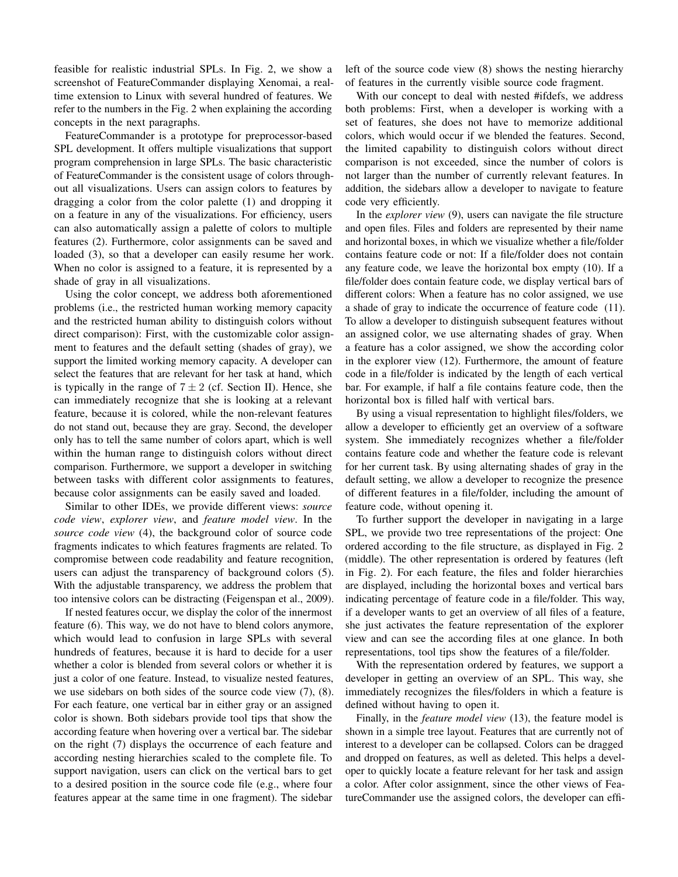feasible for realistic industrial SPLs. In Fig. 2, we show a screenshot of FeatureCommander displaying Xenomai, a real-time extension to Linux with several hundred of features. We refer to the numbers in the Fig. 2 when explaining the according concepts in the next paragraphs.

FeatureCommander is a prototype for preprocessor-based SPL development. It offers multiple visualizations that support program comprehension in large SPLs. The basic characteristic of FeatureCommander is the consistent usage of colors throughout all visualizations. Users can assign colors to features by dragging a color from the color palette (1) and dropping it on a feature in any of the visualizations. For efficiency, users can also automatically assign a palette of colors to multiple features (2). Furthermore, color assignments can be saved and loaded (3), so that a developer can easily resume her work. When no color is assigned to a feature, it is represented by a shade of gray in all visualizations.

Using the color concept, we address both aforementioned problems (i.e., the restricted human working memory capacity and the restricted human ability to distinguish colors without direct comparison): First, with the customizable color assignment to features and the default setting (shades of gray), we support the limited working memory capacity. A developer can select the features that are relevant for her task at hand, which is typically in the range of $7 \pm 2$ (cf. Section II). Hence, she can immediately recognize that she is looking at a relevant feature, because it is colored, while the non-relevant features do not stand out, because they are gray. Second, the developer only has to tell the same number of colors apart, which is well within the human range to distinguish colors without direct comparison. Furthermore, we support a developer in switching between tasks with different color assignments to features, because color assignments can be easily saved and loaded.

Similar to other IDEs, we provide different views: *source code view*, *explorer view*, and *feature model view*. In the *source code view* (4), the background color of source code fragments indicates to which features fragments are related. To compromise between code readability and feature recognition, users can adjust the transparency of background colors (5). With the adjustable transparency, we address the problem that too intensive colors can be distracting (Feigenspan et al., 2009).

If nested features occur, we display the color of the innermost feature (6). This way, we do not have to blend colors anymore, which would lead to confusion in large SPLs with several hundreds of features, because it is hard to decide for a user whether a color is blended from several colors or whether it is just a color of one feature. Instead, to visualize nested features, we use sidebars on both sides of the source code view (7), (8). For each feature, one vertical bar in either gray or an assigned color is shown. Both sidebars provide tool tips that show the according feature when hovering over a vertical bar. The sidebar on the right (7) displays the occurrence of each feature and according nesting hierarchies scaled to the complete file. To support navigation, users can click on the vertical bars to get to a desired position in the source code file (e.g., where four features appear at the same time in one fragment). The sidebar left of the source code view (8) shows the nesting hierarchy of features in the currently visible source code fragment.

With our concept to deal with nested #ifdefs, we address both problems: First, when a developer is working with a set of features, she does not have to memorize additional colors, which would occur if we blended the features. Second, the limited capability to distinguish colors without direct comparison is not exceeded, since the number of colors is not larger than the number of currently relevant features. In addition, the sidebars allow a developer to navigate to feature code very efficiently.

In the *explorer view* (9), users can navigate the file structure and open files. Files and folders are represented by their name and horizontal boxes, in which we visualize whether a file/folder contains feature code or not: If a file/folder does not contain any feature code, we leave the horizontal box empty (10). If a file/folder does contain feature code, we display vertical bars of different colors: When a feature has no color assigned, we use a shade of gray to indicate the occurrence of feature code (11). To allow a developer to distinguish subsequent features without an assigned color, we use alternating shades of gray. When a feature has a color assigned, we show the according color in the explorer view (12). Furthermore, the amount of feature code in a file/folder is indicated by the length of each vertical bar. For example, if half a file contains feature code, then the horizontal box is filled half with vertical bars.

By using a visual representation to highlight files/folders, we allow a developer to efficiently get an overview of a software system. She immediately recognizes whether a file/folder contains feature code and whether the feature code is relevant for her current task. By using alternating shades of gray in the default setting, we allow a developer to recognize the presence of different features in a file/folder, including the amount of feature code, without opening it.

To further support the developer in navigating in a large SPL, we provide two tree representations of the project: One ordered according to the file structure, as displayed in Fig. 2 (middle). The other representation is ordered by features (left in Fig. 2). For each feature, the files and folder hierarchies are displayed, including the horizontal boxes and vertical bars indicating percentage of feature code in a file/folder. This way, if a developer wants to get an overview of all files of a feature, she just activates the feature representation of the explorer view and can see the according files at one glance. In both representations, tool tips show the features of a file/folder.

With the representation ordered by features, we support a developer in getting an overview of an SPL. This way, she immediately recognizes the files/folders in which a feature is defined without having to open it.

Finally, in the *feature model view* (13), the feature model is shown in a simple tree layout. Features that are currently not of interest to a developer can be collapsed. Colors can be dragged and dropped on features, as well as deleted. This helps a developer to quickly locate a feature relevant for her task and assign a color. After color assignment, since the other views of FeatureCommander use the assigned colors, the developer can effi-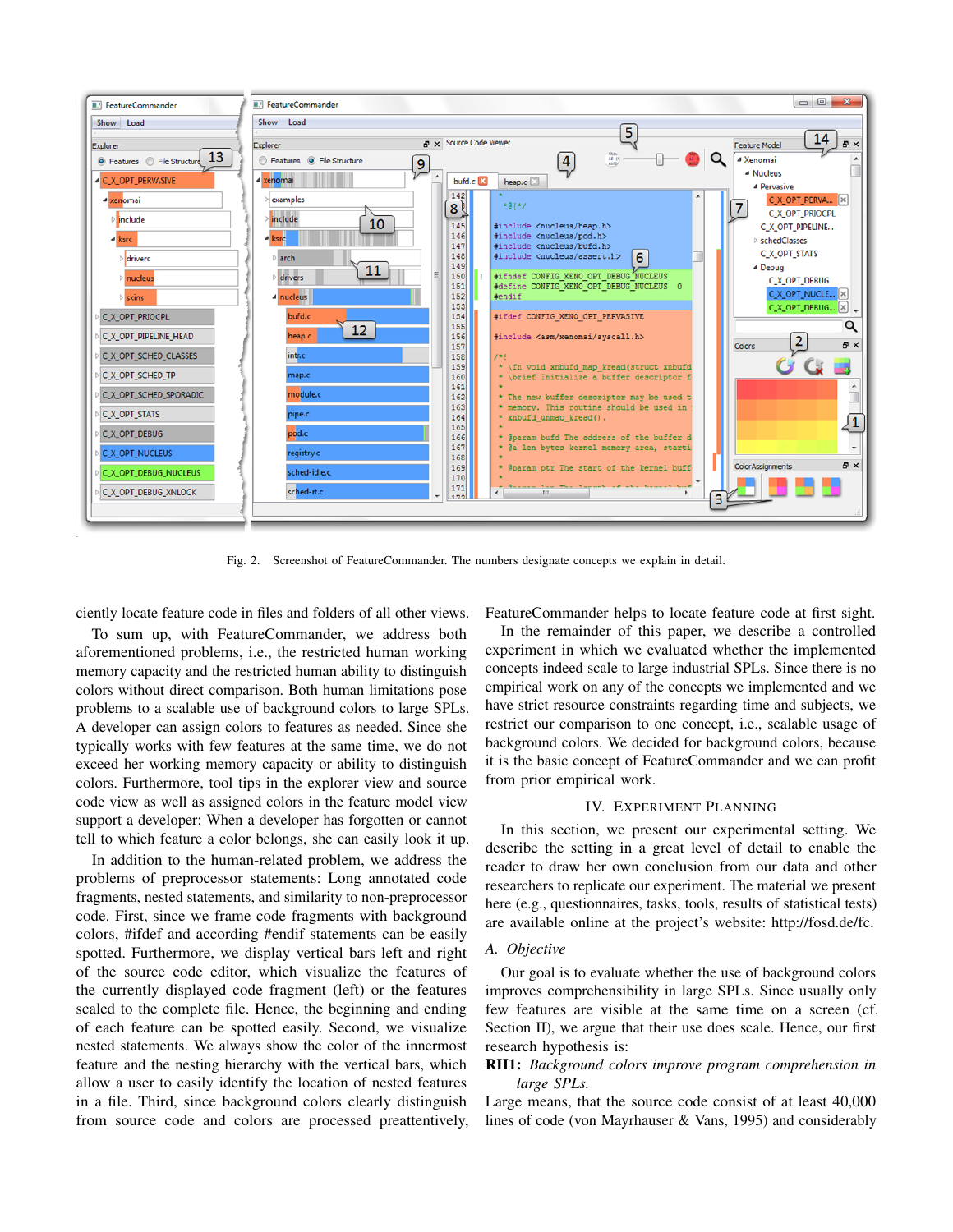Fig. 2. Screenshot of FeatureCommander. The numbers designate concepts we explain in detail.

ciently locate feature code in files and folders of all other views.

To sum up, with FeatureCommander, we address both aforementioned problems, i.e., the restricted human working memory capacity and the restricted human ability to distinguish colors without direct comparison. Both human limitations pose problems to a scalable use of background colors to large SPLs. A developer can assign colors to features as needed. Since she typically works with few features at the same time, we do not exceed her working memory capacity or ability to distinguish colors. Furthermore, tool tips in the explorer view and source code view as well as assigned colors in the feature model view support a developer: When a developer has forgotten or cannot tell to which feature a color belongs, she can easily look it up.

In addition to the human-related problem, we address the problems of preprocessor statements: Long annotated code fragments, nested statements, and similarity to non-preprocessor code. First, since we frame code fragments with background colors, #ifdef and according #endif statements can be easily spotted. Furthermore, we display vertical bars left and right of the source code editor, which visualize the features of the currently displayed code fragment (left) or the features scaled to the complete file. Hence, the beginning and ending of each feature can be spotted easily. Second, we visualize nested statements. We always show the color of the innermost feature and the nesting hierarchy with the vertical bars, which allow a user to easily identify the location of nested features in a file. Third, since background colors clearly distinguish from source code and colors are processed preattentively, FeatureCommander helps to locate feature code at first sight.

In the remainder of this paper, we describe a controlled experiment in which we evaluated whether the implemented concepts indeed scale to large industrial SPLs. Since there is no empirical work on any of the concepts we implemented and we have strict resource constraints regarding time and subjects, we restrict our comparison to one concept, i.e., scalable usage of background colors. We decided for background colors, because it is the basic concept of FeatureCommander and we can profit from prior empirical work.

## IV. Experiment Planning

In this section, we present our experimental setting. We describe the setting in a great level of detail to enable the reader to draw her own conclusion from our data and other researchers to replicate our experiment. The material we present here (e.g., questionnaires, tasks, tools, results of statistical tests) are available online at the project's website: http://fosd.de/fc.

### A. Objective

Our goal is to evaluate whether the use of background colors improves comprehensibility in large SPLs. Since usually only few features are visible at the same time on a screen (cf. Section II), we argue that their use does scale. Hence, our first research hypothesis is:

**RH1:** *Background colors improve program comprehension in large SPLs.*

Large means, that the source code consist of at least 40,000 lines of code (von Mayrhauser & Vans, 1995) and considerably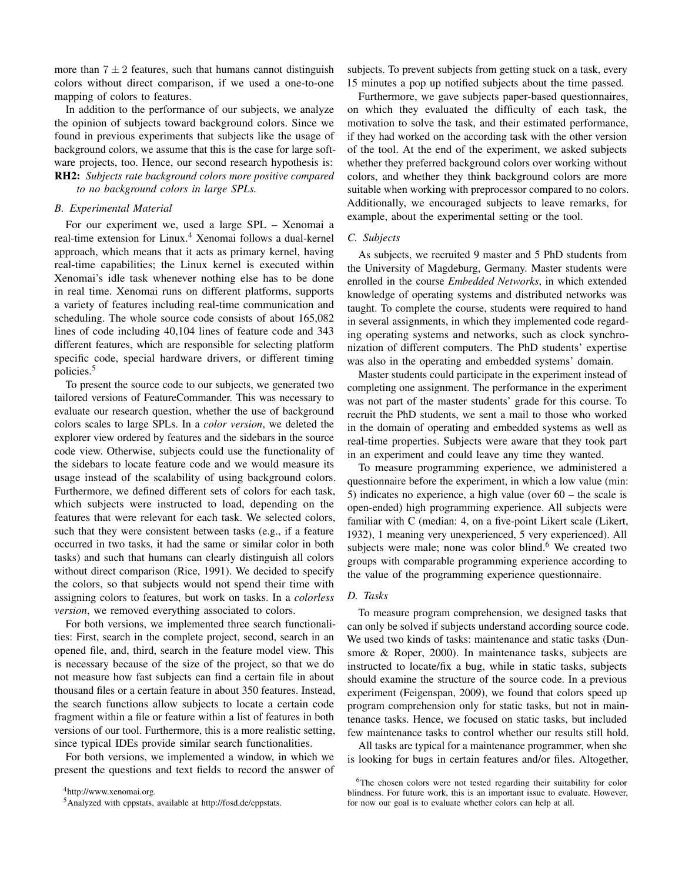more than $7 \pm 2$ features, such that humans cannot distinguish colors without direct comparison, if we used a one-to-one mapping of colors to features.

In addition to the performance of our subjects, we analyze the opinion of subjects toward background colors. Since we found in previous experiments that subjects like the usage of background colors, we assume that this is the case for large software projects, too. Hence, our second research hypothesis is:

**RH2:** *Subjects rate background colors more positive compared to no background colors in large SPLs.*

### B. Experimental Material

For our experiment we, used a large SPL – Xenomai a real-time extension for Linux.[4] Xenomai follows a dual-kernel approach, which means that it acts as primary kernel, having real-time capabilities; the Linux kernel is executed within Xenomai's idle task whenever nothing else has to be done in real time. Xenomai runs on different platforms, supports a variety of features including real-time communication and scheduling. The whole source code consists of about 165,082 lines of code including 40,104 lines of feature code and 343 different features, which are responsible for selecting platform specific code, special hardware drivers, or different timing policies.[5]

To present the source code to our subjects, we generated two tailored versions of FeatureCommander. This was necessary to evaluate our research question, whether the use of background colors scales to large SPLs. In a *color version*, we deleted the explorer view ordered by features and the sidebars in the source code view. Otherwise, subjects could use the functionality of the sidebars to locate feature code and we would measure its usage instead of the scalability of using background colors. Furthermore, we defined different sets of colors for each task, which subjects were instructed to load, depending on the features that were relevant for each task. We selected colors, such that they were consistent between tasks (e.g., if a feature occurred in two tasks, it had the same or similar color in both tasks) and such that humans can clearly distinguish all colors without direct comparison (Rice, 1991). We decided to specify the colors, so that subjects would not spend their time with assigning colors to features, but work on tasks. In a *colorless version*, we removed everything associated to colors.

For both versions, we implemented three search functionalities: First, search in the complete project, second, search in an opened file, and, third, search in the feature model view. This is necessary because of the size of the project, so that we do not measure how fast subjects can find a certain file in about thousand files or a certain feature in about 350 features. Instead, the search functions allow subjects to locate a certain code fragment within a file or feature within a list of features in both versions of our tool. Furthermore, this is a more realistic setting, since typical IDEs provide similar search functionalities.

For both versions, we implemented a window, in which we present the questions and text fields to record the answer of subjects. To prevent subjects from getting stuck on a task, every 15 minutes a pop up notified subjects about the time passed.

Furthermore, we gave subjects paper-based questionnaires, on which they evaluated the difficulty of each task, the motivation to solve the task, and their estimated performance, if they had worked on the according task with the other version of the tool. At the end of the experiment, we asked subjects whether they preferred background colors over working without colors, and whether they think background colors are more suitable when working with preprocessor compared to no colors. Additionally, we encouraged subjects to leave remarks, for example, about the experimental setting or the tool.

### C. Subjects

As subjects, we recruited 9 master and 5 PhD students from the University of Magdeburg, Germany. Master students were enrolled in the course *Embedded Networks*, in which extended knowledge of operating systems and distributed networks was taught. To complete the course, students were required to hand in several assignments, in which they implemented code regarding operating systems and networks, such as clock synchronization of different computers. The PhD students' expertise was also in the operating and embedded systems' domain.

Master students could participate in the experiment instead of completing one assignment. The performance in the experiment was not part of the master students' grade for this course. To recruit the PhD students, we sent a mail to those who worked in the domain of operating and embedded systems as well as real-time properties. Subjects were aware that they took part in an experiment and could leave any time they wanted.

To measure programming experience, we administered a questionnaire before the experiment, in which a low value (min: 5) indicates no experience, a high value (over 60 – the scale is open-ended) high programming experience. All subjects were familiar with C (median: 4, on a five-point Likert scale (Likert, 1932), 1 meaning very unexperienced, 5 very experienced). All subjects were male; none was color blind.[6] We created two groups with comparable programming experience according to the value of the programming experience questionnaire.

### D. Tasks

To measure program comprehension, we designed tasks that can only be solved if subjects understand according source code. We used two kinds of tasks: maintenance and static tasks (Dunsmore & Roper, 2000). In maintenance tasks, subjects are instructed to locate/fix a bug, while in static tasks, subjects should examine the structure of the source code. In a previous experiment (Feigenspan, 2009), we found that colors speed up program comprehension only for static tasks, but not in maintenance tasks. Hence, we focused on static tasks, but included few maintenance tasks to control whether our results still hold.

All tasks are typical for a maintenance programmer, when she is looking for bugs in certain features and/or files. Altogether,

[4] http://www.xenomai.org.

[5] Analyzed with cppstats, available at http://fosd.de/cppstats.

[6] The chosen colors were not tested regarding their suitability for color blindness. For future work, this is an important issue to evaluate. However, for now our goal is to evaluate whether colors can help at all.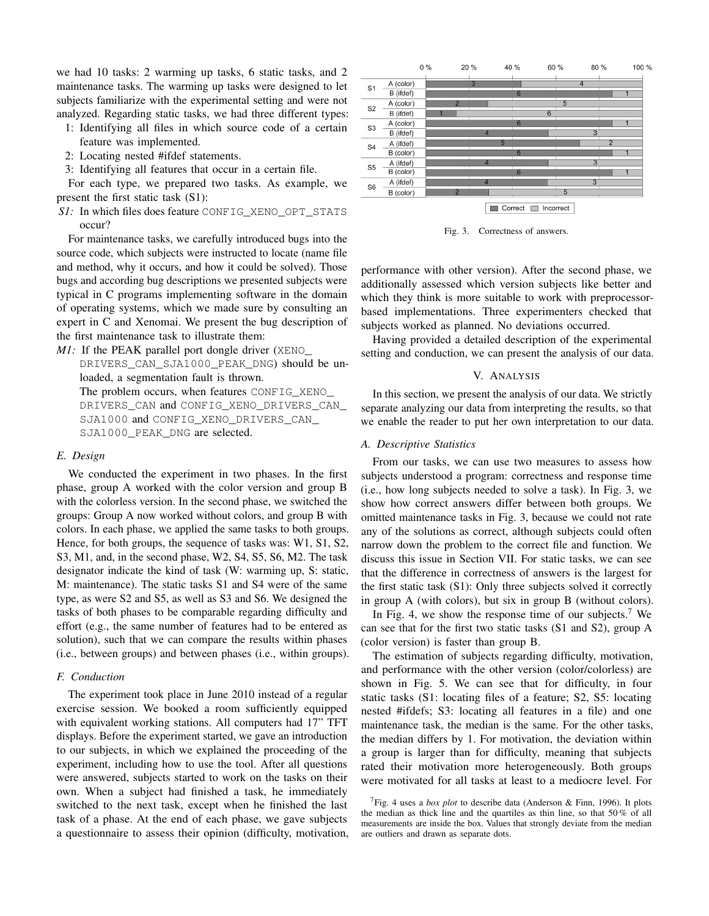we had 10 tasks: 2 warming up tasks, 6 static tasks, and 2 maintenance tasks. The warming up tasks were designed to let subjects familiarize with the experimental setting and were not analyzed. Regarding static tasks, we had three different types:

1: Identifying all files in which source code of a certain feature was implemented.
2: Locating nested #ifdef statements.
3: Identifying all features that occur in a certain file.

For each type, we prepared two tasks. As example, we present the first static task (S1):

*S1:* In which files does feature `CONFIG_XENO_OPT_STATS` occur?

For maintenance tasks, we carefully introduced bugs into the source code, which subjects were instructed to locate (name file and method, why it occurs, and how it could be solved). Those bugs and according bug descriptions we presented subjects were typical in C programs implementing software in the domain of operating systems, which we made sure by consulting an expert in C and Xenomai. We present the bug description of the first maintenance task to illustrate them:

*M1:* If the PEAK parallel port dongle driver (`XENO_DRIVERS_CAN_SJA1000_PEAK_DNG`) should be unloaded, a segmentation fault is thrown.
The problem occurs, when features `CONFIG_XENO_DRIVERS_CAN` and `CONFIG_XENO_DRIVERS_CAN_SJA1000` and `CONFIG_XENO_DRIVERS_CAN_SJA1000_PEAK_DNG` are selected.

### E. Design

We conducted the experiment in two phases. In the first phase, group A worked with the color version and group B with the colorless version. In the second phase, we switched the groups: Group A now worked without colors, and group B with colors. In each phase, we applied the same tasks to both groups. Hence, for both groups, the sequence of tasks was: W1, S1, S2, S3, M1, and, in the second phase, W2, S4, S5, S6, M2. The task designator indicate the kind of task (W: warming up, S: static, M: maintenance). The static tasks S1 and S4 were of the same type, as were S2 and S5, as well as S3 and S6. We designed the tasks of both phases to be comparable regarding difficulty and effort (e.g., the same number of features had to be entered as solution), such that we can compare the results within phases (i.e., between groups) and between phases (i.e., within groups).

### F. Conduction

The experiment took place in June 2010 instead of a regular exercise session. We booked a room sufficiently equipped with equivalent working stations. All computers had 17" TFT displays. Before the experiment started, we gave an introduction to our subjects, in which we explained the proceeding of the experiment, including how to use the tool. After all questions were answered, subjects started to work on the tasks on their own. When a subject had finished a task, he immediately switched to the next task, except when he finished the last task of a phase. At the end of each phase, we gave subjects a questionnaire to assess their opinion (difficulty, motivation, performance with other version). After the second phase, we additionally assessed which version subjects like better and which they think is more suitable to work with preprocessor-based implementations. Three experimenters checked that subjects worked as planned. No deviations occurred.

Having provided a detailed description of the experimental setting and conduction, we can present the analysis of our data.

| Task | Group | Correct | Incorrect |
|---|---|---|---|
| S1 | A (color) | 3 | 4 |
| S1 | B (ifdef) | 6 | 1 |
| S2 | A (color) | 2 | 5 |
| S2 | B (ifdef) | 1 | 6 |
| S3 | A (color) | 6 | 1 |
| S3 | B (ifdef) | 4 | 3 |
| S4 | A (ifdef) | 5 | 2 |
| S4 | B (color) | 6 | 1 |
| S5 | A (ifdef) | 4 | 3 |
| S5 | B (color) | 6 | 1 |
| S6 | A (ifdef) | 4 | 3 |
| S6 | B (color) | 2 | 5 |

Fig. 3. Correctness of answers.

## V. Analysis

In this section, we present the analysis of our data. We strictly separate analyzing our data from interpreting the results, so that we enable the reader to put her own interpretation to our data.

### A. Descriptive Statistics

From our tasks, we can use two measures to assess how subjects understood a program: correctness and response time (i.e., how long subjects needed to solve a task). In Fig. 3, we show how correct answers differ between both groups. We omitted maintenance tasks in Fig. 3, because we could not rate any of the solutions as correct, although subjects could often narrow down the problem to the correct file and function. We discuss this issue in Section VII. For static tasks, we can see that the difference in correctness of answers is the largest for the first static task (S1): Only three subjects solved it correctly in group A (with colors), but six in group B (without colors).

In Fig. 4, we show the response time of our subjects.[7] We can see that for the first two static tasks (S1 and S2), group A (color version) is faster than group B.

The estimation of subjects regarding difficulty, motivation, and performance with the other version (color/colorless) are shown in Fig. 5. We can see that for difficulty, in four static tasks (S1: locating files of a feature; S2, S5: locating nested #ifdefs; S3: locating all features in a file) and one maintenance task, the median is the same. For the other tasks, the median differs by 1. For motivation, the deviation within a group is larger than for difficulty, meaning that subjects rated their motivation more heterogeneously. Both groups were motivated for all tasks at least to a mediocre level. For

[7] Fig. 4 uses a *box plot* to describe data (Anderson & Finn, 1996). It plots the median as thick line and the quartiles as thin line, so that 50 % of all measurements are inside the box. Values that strongly deviate from the median are outliers and drawn as separate dots.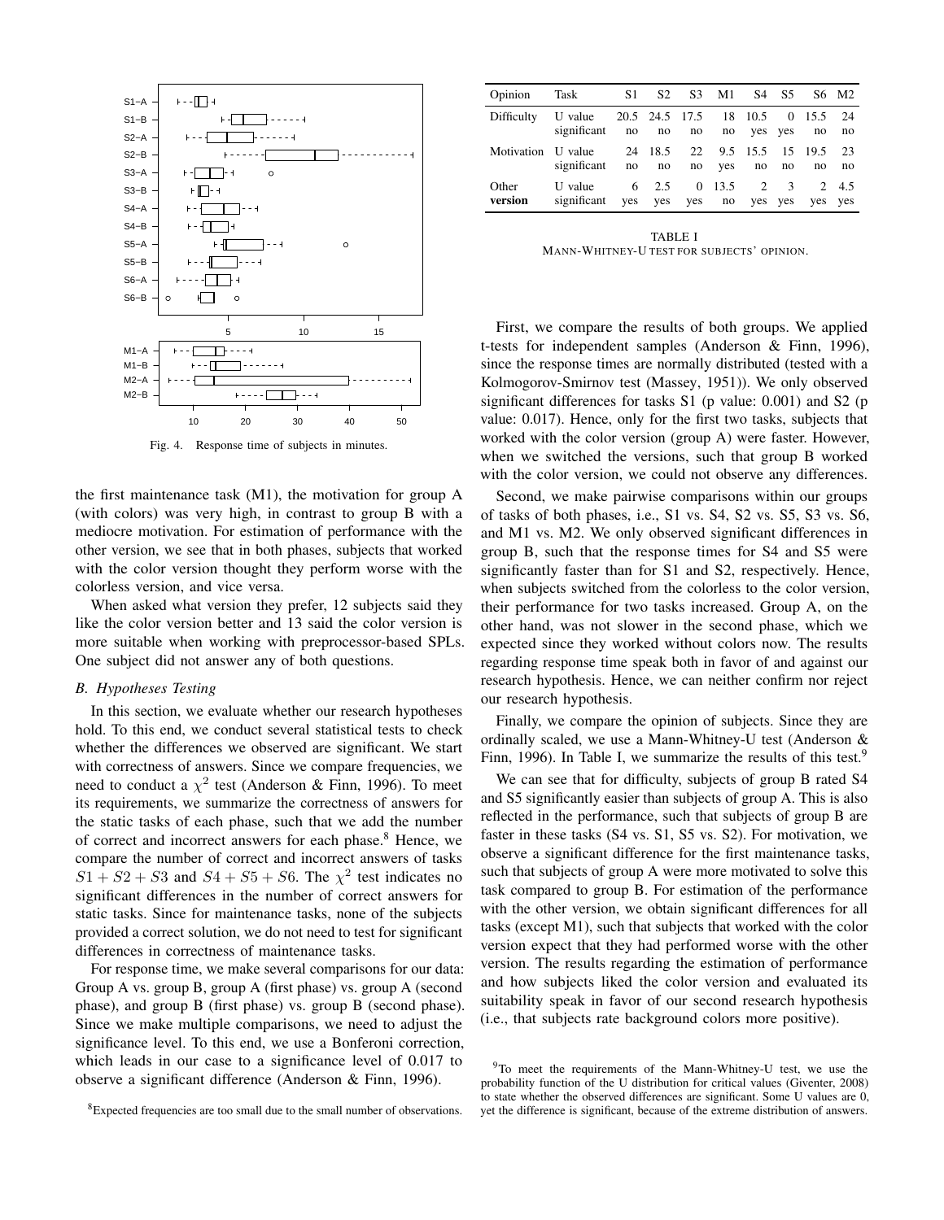Fig. 4. Response time of subjects in minutes.

the first maintenance task (M1), the motivation for group A (with colors) was very high, in contrast to group B with a mediocre motivation. For estimation of performance with the other version, we see that in both phases, subjects that worked with the color version thought they perform worse with the colorless version, and vice versa.

When asked what version they prefer, 12 subjects said they like the color version better and 13 said the color version is more suitable when working with preprocessor-based SPLs. One subject did not answer any of both questions.

### B. Hypotheses Testing

In this section, we evaluate whether our research hypotheses hold. To this end, we conduct several statistical tests to check whether the differences we observed are significant. We start with correctness of answers. Since we compare frequencies, we need to conduct a $\chi^2$ test (Anderson & Finn, 1996). To meet its requirements, we summarize the correctness of answers for the static tasks of each phase, such that we add the number of correct and incorrect answers for each phase.[8] Hence, we compare the number of correct and incorrect answers of tasks $S1 + S2 + S3$ and $S4 + S5 + S6$. The $\chi^2$ test indicates no significant differences in the number of correct answers for static tasks. Since for maintenance tasks, none of the subjects provided a correct solution, we do not need to test for significant differences in correctness of maintenance tasks.

For response time, we make several comparisons for our data: Group A vs. group B, group A (first phase) vs. group A (second phase), and group B (first phase) vs. group B (second phase). Since we make multiple comparisons, we need to adjust the significance level. To this end, we use a Bonferoni correction, which leads in our case to a significance level of 0.017 to observe a significant difference (Anderson & Finn, 1996).

[8]Expected frequencies are too small due to the small number of observations.

| Opinion | Task | S1 | S2 | S3 | M1 | S4 | S5 | S6 | M2 |
|---|---|---|---|---|---|---|---|---|---|
| Difficulty | U value | 20.5 | 24.5 | 17.5 | 18 | 10.5 | 0 | 15.5 | 24 |
| | significant | no | no | no | no | yes | yes | no | no |
| Motivation | U value | 24 | 18.5 | 22 | 9.5 | 15.5 | 15 | 19.5 | 23 |
| | significant | no | no | no | yes | no | no | no | no |
| Other **version** | U value | 6 | 2.5 | 0 | 13.5 | 2 | 3 | 2 | 4.5 |
| | significant | yes | yes | yes | no | yes | yes | yes | yes |

TABLE I
MANN-WHITNEY-U TEST FOR SUBJECTS' OPINION.

First, we compare the results of both groups. We applied t-tests for independent samples (Anderson & Finn, 1996), since the response times are normally distributed (tested with a Kolmogorov-Smirnov test (Massey, 1951)). We only observed significant differences for tasks S1 (p value: 0.001) and S2 (p value: 0.017). Hence, only for the first two tasks, subjects that worked with the color version (group A) were faster. However, when we switched the versions, such that group B worked with the color version, we could not observe any differences.

Second, we make pairwise comparisons within our groups of tasks of both phases, i.e., S1 vs. S4, S2 vs. S5, S3 vs. S6, and M1 vs. M2. We only observed significant differences in group B, such that the response times for S4 and S5 were significantly faster than for S1 and S2, respectively. Hence, when subjects switched from the colorless to the color version, their performance for two tasks increased. Group A, on the other hand, was not slower in the second phase, which we expected since they worked without colors now. The results regarding response time speak both in favor of and against our research hypothesis. Hence, we can neither confirm nor reject our research hypothesis.

Finally, we compare the opinion of subjects. Since they are ordinally scaled, we use a Mann-Whitney-U test (Anderson & Finn, 1996). In Table I, we summarize the results of this test.[9]

We can see that for difficulty, subjects of group B rated S4 and S5 significantly easier than subjects of group A. This is also reflected in the performance, such that subjects of group B are faster in these tasks (S4 vs. S1, S5 vs. S2). For motivation, we observe a significant difference for the first maintenance tasks, such that subjects of group A were more motivated to solve this task compared to group B. For estimation of the performance with the other version, we obtain significant differences for all tasks (except M1), such that subjects that worked with the color version expect that they had performed worse with the other version. The results regarding the estimation of performance and how subjects liked the color version and evaluated its suitability speak in favor of our second research hypothesis (i.e., that subjects rate background colors more positive).

[9]To meet the requirements of the Mann-Whitney-U test, we use the probability function of the U distribution for critical values (Giventer, 2008) to state whether the observed differences are significant. Some U values are 0, yet the difference is significant, because of the extreme distribution of answers.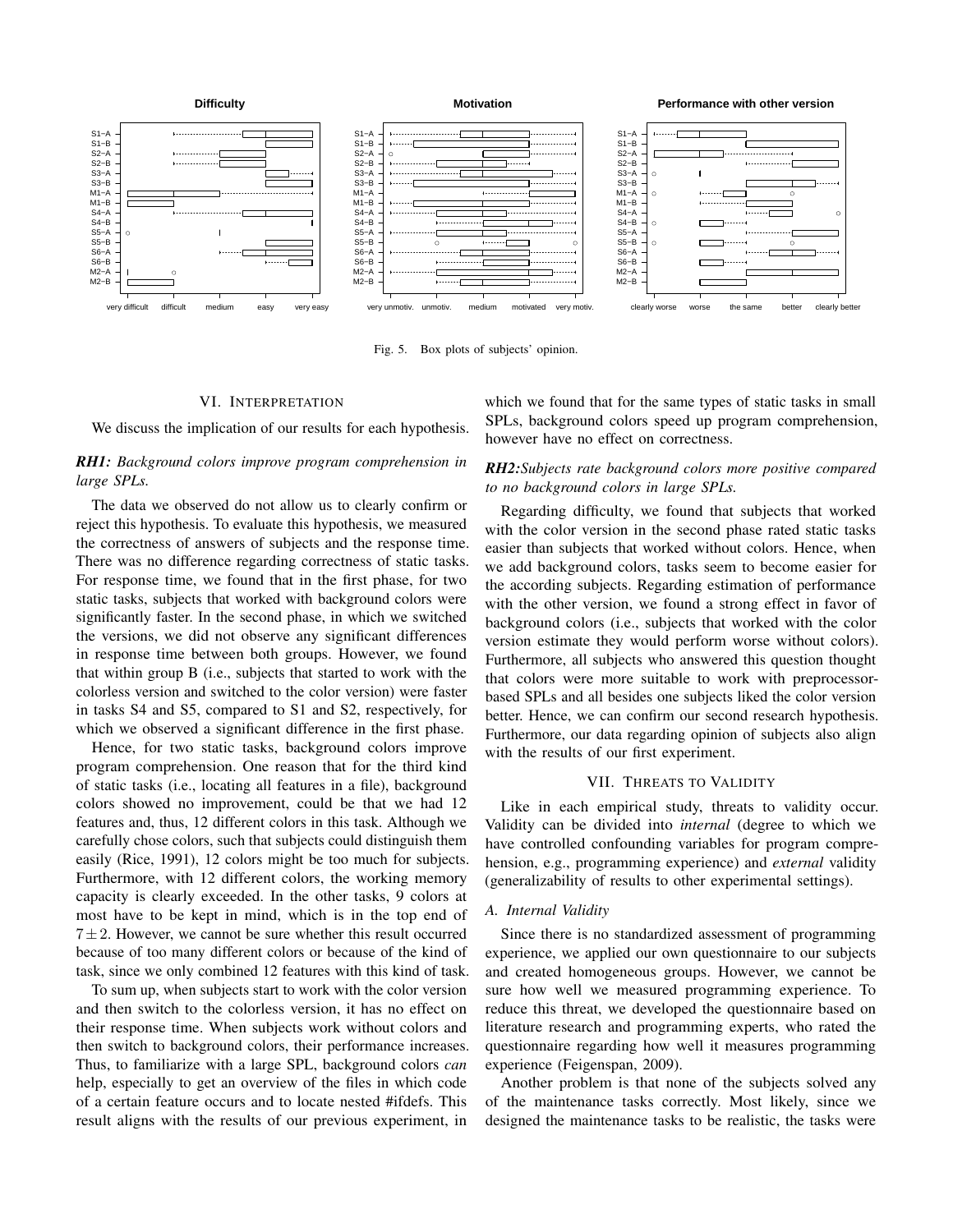Fig. 5. Box plots of subjects' opinion.

## VI. Interpretation

We discuss the implication of our results for each hypothesis.

***RH1:*** *Background colors improve program comprehension in large SPLs.*

The data we observed do not allow us to clearly confirm or reject this hypothesis. To evaluate this hypothesis, we measured the correctness of answers of subjects and the response time. There was no difference regarding correctness of static tasks. For response time, we found that in the first phase, for two static tasks, subjects that worked with background colors were significantly faster. In the second phase, in which we switched the versions, we did not observe any significant differences in response time between both groups. However, we found that within group B (i.e., subjects that started to work with the colorless version and switched to the color version) were faster in tasks S4 and S5, compared to S1 and S2, respectively, for which we observed a significant difference in the first phase.

Hence, for two static tasks, background colors improve program comprehension. One reason that for the third kind of static tasks (i.e., locating all features in a file), background colors showed no improvement, could be that we had 12 features and, thus, 12 different colors in this task. Although we carefully chose colors, such that subjects could distinguish them easily (Rice, 1991), 12 colors might be too much for subjects. Furthermore, with 12 different colors, the working memory capacity is clearly exceeded. In the other tasks, 9 colors at most have to be kept in mind, which is in the top end of $7 \pm 2$. However, we cannot be sure whether this result occurred because of too many different colors or because of the kind of task, since we only combined 12 features with this kind of task.

To sum up, when subjects start to work with the color version and then switch to the colorless version, it has no effect on their response time. When subjects work without colors and then switch to background colors, their performance increases. Thus, to familiarize with a large SPL, background colors *can* help, especially to get an overview of the files in which code of a certain feature occurs and to locate nested #ifdefs. This result aligns with the results of our previous experiment, in which we found that for the same types of static tasks in small SPLs, background colors speed up program comprehension, however have no effect on correctness.

***RH2:****Subjects rate background colors more positive compared to no background colors in large SPLs.*

Regarding difficulty, we found that subjects that worked with the color version in the second phase rated static tasks easier than subjects that worked without colors. Hence, when we add background colors, tasks seem to become easier for the according subjects. Regarding estimation of performance with the other version, we found a strong effect in favor of background colors (i.e., subjects that worked with the color version estimate they would perform worse without colors). Furthermore, all subjects who answered this question thought that colors were more suitable to work with preprocessor-based SPLs and all besides one subjects liked the color version better. Hence, we can confirm our second research hypothesis. Furthermore, our data regarding opinion of subjects also align with the results of our first experiment.

## VII. Threats to Validity

Like in each empirical study, threats to validity occur. Validity can be divided into *internal* (degree to which we have controlled confounding variables for program comprehension, e.g., programming experience) and *external* validity (generalizability of results to other experimental settings).

### A. Internal Validity

Since there is no standardized assessment of programming experience, we applied our own questionnaire to our subjects and created homogeneous groups. However, we cannot be sure how well we measured programming experience. To reduce this threat, we developed the questionnaire based on literature research and programming experts, who rated the questionnaire regarding how well it measures programming experience (Feigenspan, 2009).

Another problem is that none of the subjects solved any of the maintenance tasks correctly. Most likely, since we designed the maintenance tasks to be realistic, the tasks were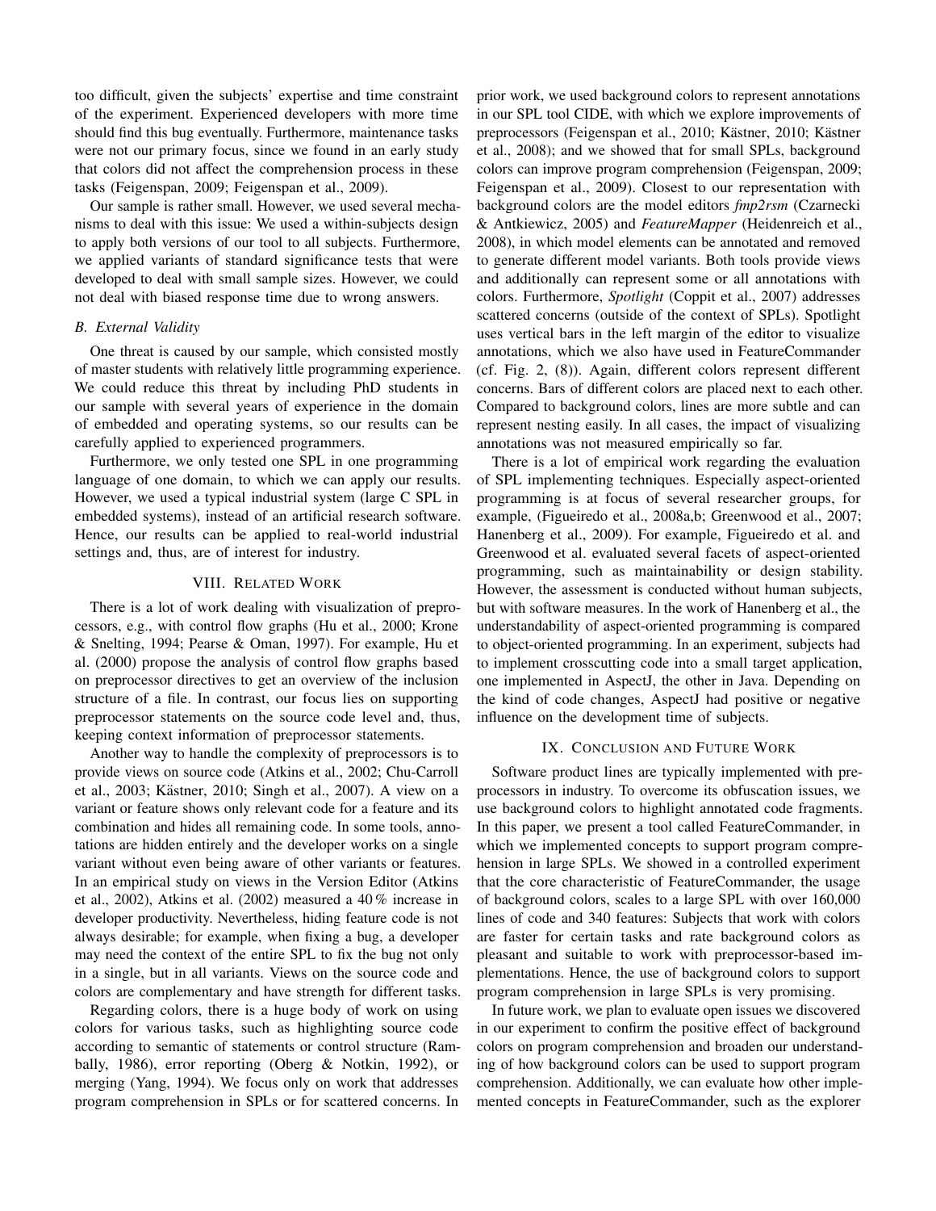too difficult, given the subjects' expertise and time constraint of the experiment. Experienced developers with more time should find this bug eventually. Furthermore, maintenance tasks were not our primary focus, since we found in an early study that colors did not affect the comprehension process in these tasks (Feigenspan, 2009; Feigenspan et al., 2009).

Our sample is rather small. However, we used several mechanisms to deal with this issue: We used a within-subjects design to apply both versions of our tool to all subjects. Furthermore, we applied variants of standard significance tests that were developed to deal with small sample sizes. However, we could not deal with biased response time due to wrong answers.

### *B. External Validity*

One threat is caused by our sample, which consisted mostly of master students with relatively little programming experience. We could reduce this threat by including PhD students in our sample with several years of experience in the domain of embedded and operating systems, so our results can be carefully applied to experienced programmers.

Furthermore, we only tested one SPL in one programming language of one domain, to which we can apply our results. However, we used a typical industrial system (large C SPL in embedded systems), instead of an artificial research software. Hence, our results can be applied to real-world industrial settings and, thus, are of interest for industry.

## VIII. Related Work

There is a lot of work dealing with visualization of preprocessors, e.g., with control flow graphs (Hu et al., 2000; Krone & Snelting, 1994; Pearse & Oman, 1997). For example, Hu et al. (2000) propose the analysis of control flow graphs based on preprocessor directives to get an overview of the inclusion structure of a file. In contrast, our focus lies on supporting preprocessor statements on the source code level and, thus, keeping context information of preprocessor statements.

Another way to handle the complexity of preprocessors is to provide views on source code (Atkins et al., 2002; Chu-Carroll et al., 2003; Kästner, 2010; Singh et al., 2007). A view on a variant or feature shows only relevant code for a feature and its combination and hides all remaining code. In some tools, annotations are hidden entirely and the developer works on a single variant without even being aware of other variants or features. In an empirical study on views in the Version Editor (Atkins et al., 2002), Atkins et al. (2002) measured a 40 % increase in developer productivity. Nevertheless, hiding feature code is not always desirable; for example, when fixing a bug, a developer may need the context of the entire SPL to fix the bug not only in a single, but in all variants. Views on the source code and colors are complementary and have strength for different tasks.

Regarding colors, there is a huge body of work on using colors for various tasks, such as highlighting source code according to semantic of statements or control structure (Rambally, 1986), error reporting (Oberg & Notkin, 1992), or merging (Yang, 1994). We focus only on work that addresses program comprehension in SPLs or for scattered concerns. In prior work, we used background colors to represent annotations in our SPL tool CIDE, with which we explore improvements of preprocessors (Feigenspan et al., 2010; Kästner, 2010; Kästner et al., 2008); and we showed that for small SPLs, background colors can improve program comprehension (Feigenspan, 2009; Feigenspan et al., 2009). Closest to our representation with background colors are the model editors *fmp2rsm* (Czarnecki & Antkiewicz, 2005) and *FeatureMapper* (Heidenreich et al., 2008), in which model elements can be annotated and removed to generate different model variants. Both tools provide views and additionally can represent some or all annotations with colors. Furthermore, *Spotlight* (Coppit et al., 2007) addresses scattered concerns (outside of the context of SPLs). Spotlight uses vertical bars in the left margin of the editor to visualize annotations, which we also have used in FeatureCommander (cf. Fig. 2, (8)). Again, different colors represent different concerns. Bars of different colors are placed next to each other. Compared to background colors, lines are more subtle and can represent nesting easily. In all cases, the impact of visualizing annotations was not measured empirically so far.

There is a lot of empirical work regarding the evaluation of SPL implementing techniques. Especially aspect-oriented programming is at focus of several researcher groups, for example, (Figueiredo et al., 2008a,b; Greenwood et al., 2007; Hanenberg et al., 2009). For example, Figueiredo et al. and Greenwood et al. evaluated several facets of aspect-oriented programming, such as maintainability or design stability. However, the assessment is conducted without human subjects, but with software measures. In the work of Hanenberg et al., the understandability of aspect-oriented programming is compared to object-oriented programming. In an experiment, subjects had to implement crosscutting code into a small target application, one implemented in AspectJ, the other in Java. Depending on the kind of code changes, AspectJ had positive or negative influence on the development time of subjects.

## IX. Conclusion and Future Work

Software product lines are typically implemented with preprocessors in industry. To overcome its obfuscation issues, we use background colors to highlight annotated code fragments. In this paper, we present a tool called FeatureCommander, in which we implemented concepts to support program comprehension in large SPLs. We showed in a controlled experiment that the core characteristic of FeatureCommander, the usage of background colors, scales to a large SPL with over 160,000 lines of code and 340 features: Subjects that work with colors are faster for certain tasks and rate background colors as pleasant and suitable to work with preprocessor-based implementations. Hence, the use of background colors to support program comprehension in large SPLs is very promising.

In future work, we plan to evaluate open issues we discovered in our experiment to confirm the positive effect of background colors on program comprehension and broaden our understanding of how background colors can be used to support program comprehension. Additionally, we can evaluate how other implemented concepts in FeatureCommander, such as the explorer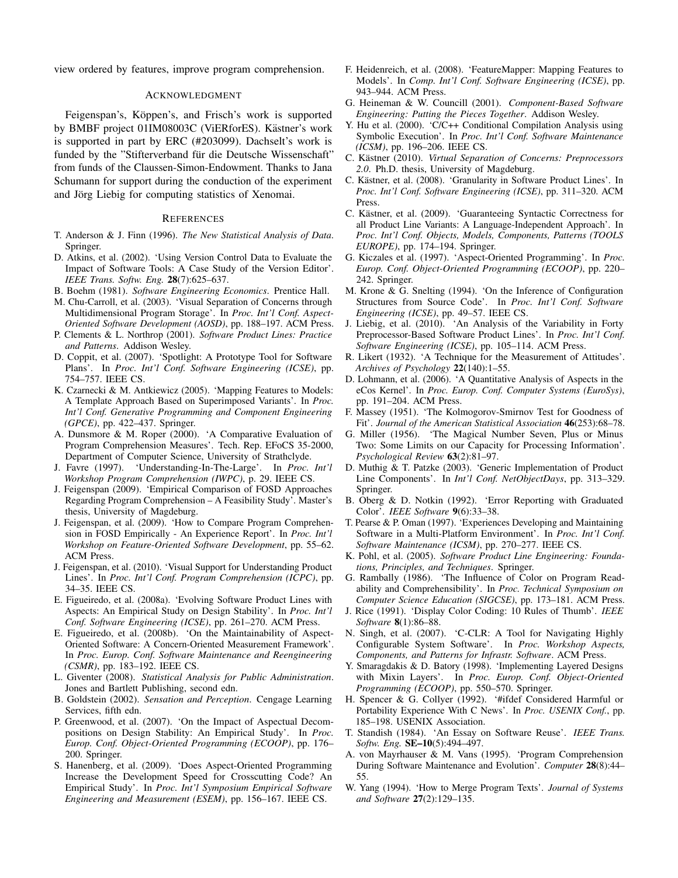view ordered by features, improve program comprehension.

## Acknowledgment

Feigenspan's, Köppen's, and Frisch's work is supported by BMBF project 01IM08003C (ViERforES). Kästner's work is supported in part by ERC (#203099). Dachselt's work is funded by the "Stifterverband für die Deutsche Wissenschaft" from funds of the Claussen-Simon-Endowment. Thanks to Jana Schumann for support during the conduction of the experiment and Jörg Liebig for computing statistics of Xenomai.

## References

T. Anderson & J. Finn (1996). *The New Statistical Analysis of Data*. Springer.

D. Atkins, et al. (2002). 'Using Version Control Data to Evaluate the Impact of Software Tools: A Case Study of the Version Editor'. *IEEE Trans. Softw. Eng.* **28**(7):625–637.

B. Boehm (1981). *Software Engineering Economics*. Prentice Hall.

M. Chu-Carroll, et al. (2003). 'Visual Separation of Concerns through Multidimensional Program Storage'. In *Proc. Int'l Conf. Aspect-Oriented Software Development (AOSD)*, pp. 188–197. ACM Press.

P. Clements & L. Northrop (2001). *Software Product Lines: Practice and Patterns*. Addison Wesley.

D. Coppit, et al. (2007). 'Spotlight: A Prototype Tool for Software Plans'. In *Proc. Int'l Conf. Software Engineering (ICSE)*, pp. 754–757. IEEE CS.

K. Czarnecki & M. Antkiewicz (2005). 'Mapping Features to Models: A Template Approach Based on Superimposed Variants'. In *Proc. Int'l Conf. Generative Programming and Component Engineering (GPCE)*, pp. 422–437. Springer.

A. Dunsmore & M. Roper (2000). 'A Comparative Evaluation of Program Comprehension Measures'. Tech. Rep. EFoCS 35-2000, Department of Computer Science, University of Strathclyde.

J. Favre (1997). 'Understanding-In-The-Large'. In *Proc. Int'l Workshop Program Comprehension (IWPC)*, p. 29. IEEE CS.

J. Feigenspan (2009). 'Empirical Comparison of FOSD Approaches Regarding Program Comprehension – A Feasibility Study'. Master's thesis, University of Magdeburg.

J. Feigenspan, et al. (2009). 'How to Compare Program Comprehension in FOSD Empirically - An Experience Report'. In *Proc. Int'l Workshop on Feature-Oriented Software Development*, pp. 55–62. ACM Press.

J. Feigenspan, et al. (2010). 'Visual Support for Understanding Product Lines'. In *Proc. Int'l Conf. Program Comprehension (ICPC)*, pp. 34–35. IEEE CS.

E. Figueiredo, et al. (2008a). 'Evolving Software Product Lines with Aspects: An Empirical Study on Design Stability'. In *Proc. Int'l Conf. Software Engineering (ICSE)*, pp. 261–270. ACM Press.

E. Figueiredo, et al. (2008b). 'On the Maintainability of Aspect-Oriented Software: A Concern-Oriented Measurement Framework'. In *Proc. Europ. Conf. Software Maintenance and Reengineering (CSMR)*, pp. 183–192. IEEE CS.

L. Giventer (2008). *Statistical Analysis for Public Administration*. Jones and Bartlett Publishing, second edn.

B. Goldstein (2002). *Sensation and Perception*. Cengage Learning Services, fifth edn.

P. Greenwood, et al. (2007). 'On the Impact of Aspectual Decompositions on Design Stability: An Empirical Study'. In *Proc. Europ. Conf. Object-Oriented Programming (ECOOP)*, pp. 176–200. Springer.

S. Hanenberg, et al. (2009). 'Does Aspect-Oriented Programming Increase the Development Speed for Crosscutting Code? An Empirical Study'. In *Proc. Int'l Symposium Empirical Software Engineering and Measurement (ESEM)*, pp. 156–167. IEEE CS.

F. Heidenreich, et al. (2008). 'FeatureMapper: Mapping Features to Models'. In *Comp. Int'l Conf. Software Engineering (ICSE)*, pp. 943–944. ACM Press.

G. Heineman & W. Councill (2001). *Component-Based Software Engineering: Putting the Pieces Together*. Addison Wesley.

Y. Hu et al. (2000). 'C/C++ Conditional Compilation Analysis using Symbolic Execution'. In *Proc. Int'l Conf. Software Maintenance (ICSM)*, pp. 196–206. IEEE CS.

C. Kästner (2010). *Virtual Separation of Concerns: Preprocessors 2.0*. Ph.D. thesis, University of Magdeburg.

C. Kästner, et al. (2008). 'Granularity in Software Product Lines'. In *Proc. Int'l Conf. Software Engineering (ICSE)*, pp. 311–320. ACM Press.

C. Kästner, et al. (2009). 'Guaranteeing Syntactic Correctness for all Product Line Variants: A Language-Independent Approach'. In *Proc. Int'l Conf. Objects, Models, Components, Patterns (TOOLS EUROPE)*, pp. 174–194. Springer.

G. Kiczales et al. (1997). 'Aspect-Oriented Programming'. In *Proc. Europ. Conf. Object-Oriented Programming (ECOOP)*, pp. 220–242. Springer.

M. Krone & G. Snelting (1994). 'On the Inference of Configuration Structures from Source Code'. In *Proc. Int'l Conf. Software Engineering (ICSE)*, pp. 49–57. IEEE CS.

J. Liebig, et al. (2010). 'An Analysis of the Variability in Forty Preprocessor-Based Software Product Lines'. In *Proc. Int'l Conf. Software Engineering (ICSE)*, pp. 105–114. ACM Press.

R. Likert (1932). 'A Technique for the Measurement of Attitudes'. *Archives of Psychology* **22**(140):1–55.

D. Lohmann, et al. (2006). 'A Quantitative Analysis of Aspects in the eCos Kernel'. In *Proc. Europ. Conf. Computer Systems (EuroSys)*, pp. 191–204. ACM Press.

F. Massey (1951). 'The Kolmogorov-Smirnov Test for Goodness of Fit'. *Journal of the American Statistical Association* **46**(253):68–78.

G. Miller (1956). 'The Magical Number Seven, Plus or Minus Two: Some Limits on our Capacity for Processing Information'. *Psychological Review* **63**(2):81–97.

D. Muthig & T. Patzke (2003). 'Generic Implementation of Product Line Components'. In *Int'l Conf. NetObjectDays*, pp. 313–329. Springer.

B. Oberg & D. Notkin (1992). 'Error Reporting with Graduated Color'. *IEEE Software* **9**(6):33–38.

T. Pearse & P. Oman (1997). 'Experiences Developing and Maintaining Software in a Multi-Platform Environment'. In *Proc. Int'l Conf. Software Maintenance (ICSM)*, pp. 270–277. IEEE CS.

K. Pohl, et al. (2005). *Software Product Line Engineering: Foundations, Principles, and Techniques*. Springer.

G. Rambally (1986). 'The Influence of Color on Program Readability and Comprehensibility'. In *Proc. Technical Symposium on Computer Science Education (SIGCSE)*, pp. 173–181. ACM Press.

J. Rice (1991). 'Display Color Coding: 10 Rules of Thumb'. *IEEE Software* **8**(1):86–88.

N. Singh, et al. (2007). 'C-CLR: A Tool for Navigating Highly Configurable System Software'. In *Proc. Workshop Aspects, Components, and Patterns for Infrastr. Software*. ACM Press.

Y. Smaragdakis & D. Batory (1998). 'Implementing Layered Designs with Mixin Layers'. In *Proc. Europ. Conf. Object-Oriented Programming (ECOOP)*, pp. 550–570. Springer.

H. Spencer & G. Collyer (1992). '#ifdef Considered Harmful or Portability Experience With C News'. In *Proc. USENIX Conf.*, pp. 185–198. USENIX Association.

T. Standish (1984). 'An Essay on Software Reuse'. *IEEE Trans. Softw. Eng.* **SE–10**(5):494–497.

A. von Mayrhauser & M. Vans (1995). 'Program Comprehension During Software Maintenance and Evolution'. *Computer* **28**(8):44–55.

W. Yang (1994). 'How to Merge Program Texts'. *Journal of Systems and Software* **27**(2):129–135.